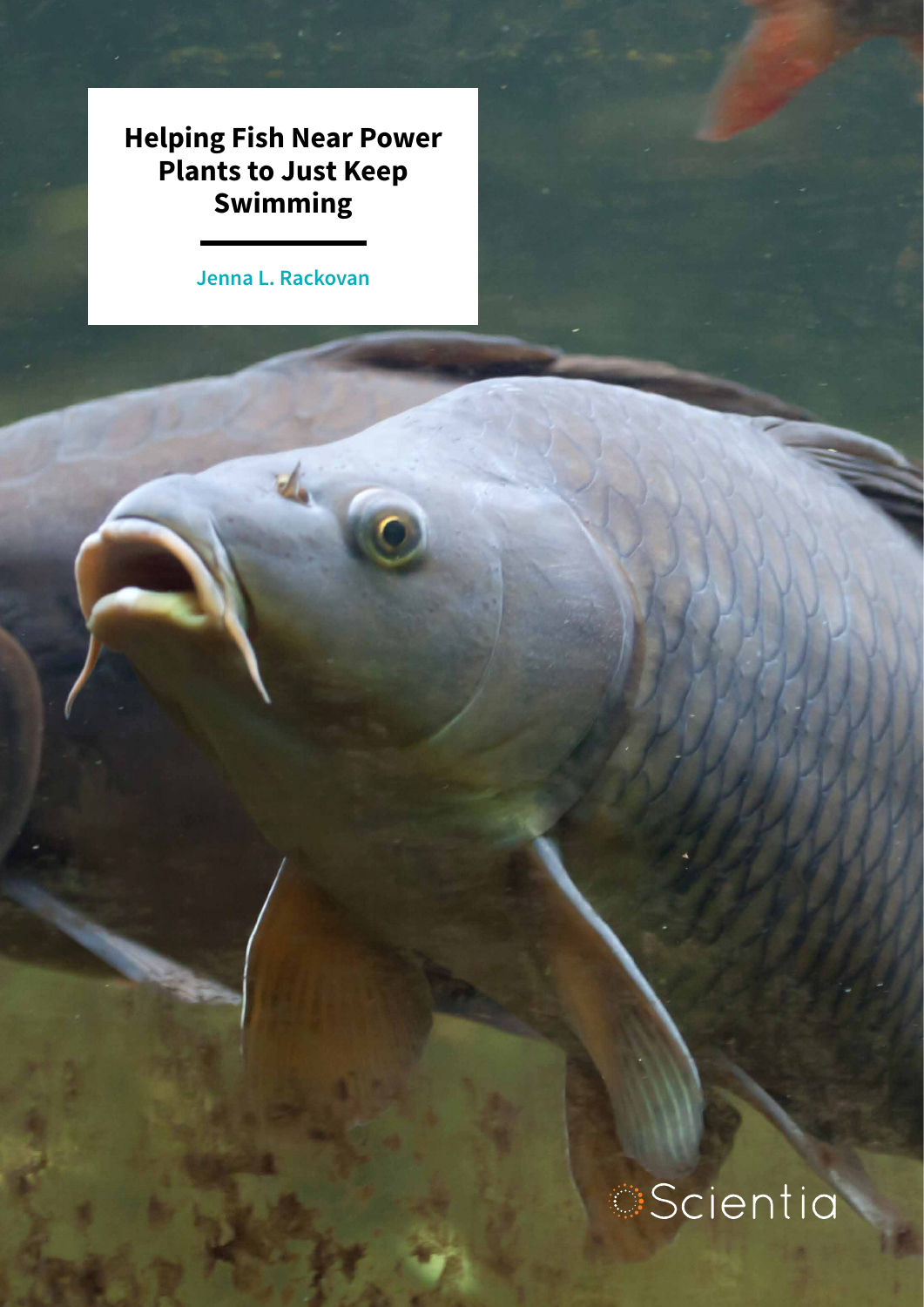# Helping Fish Near Power Plants to Just Keep Swimming

**Jenna L. Rackovan**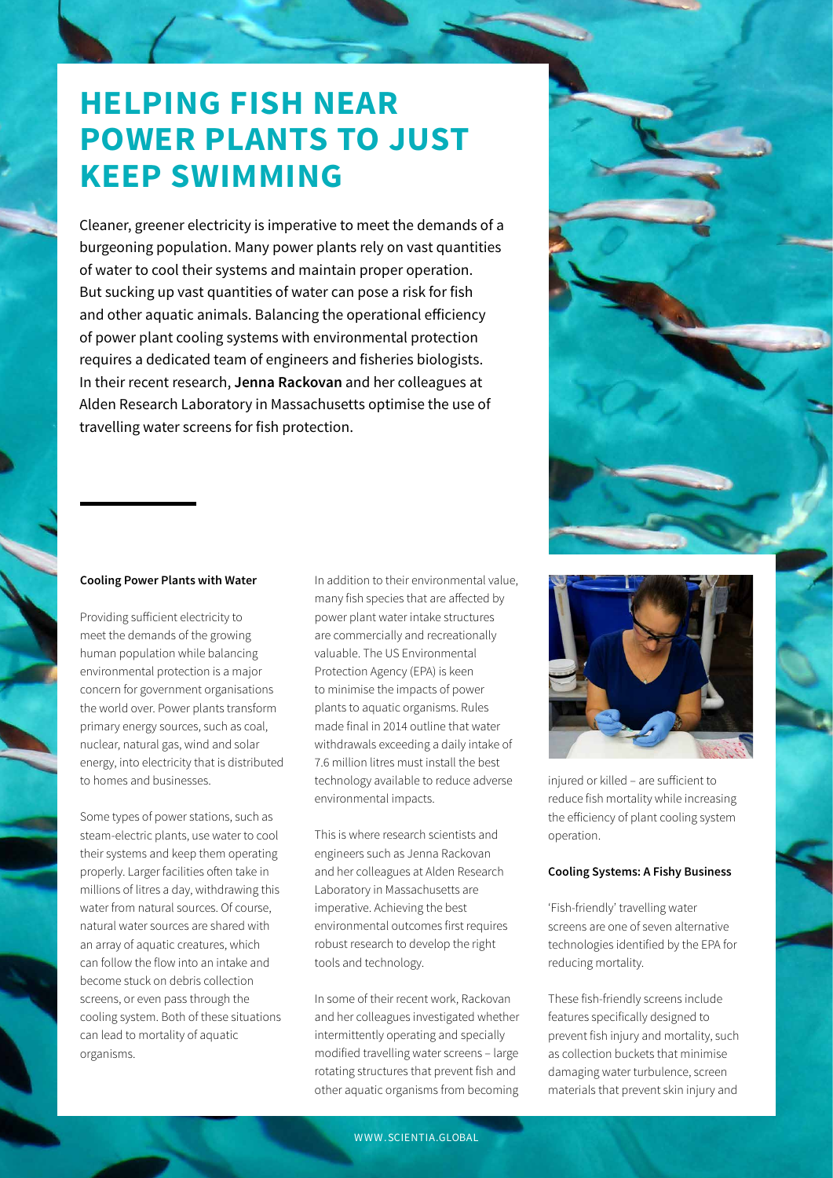# HELPING FISH NEAR POWER PLANTS TO JUST KEEP SWIMMING

Cleaner, greener electricity is imperative to meet the demands of a burgeoning population. Many power plants rely on vast quantities of water to cool their systems and maintain proper operation. But sucking up vast quantities of water can pose a risk for fish and other aquatic animals. Balancing the operational efficiency of power plant cooling systems with environmental protection requires a dedicated team of engineers and fisheries biologists. In their recent research, **Jenna Rackovan** and her colleagues at Alden Research Laboratory in Massachusetts optimise the use of travelling water screens for fish protection.

### Cooling Power Plants with Water

Providing sufficient electricity to meet the demands of the growing human population while balancing environmental protection is a major concern for government organisations the world over. Power plants transform primary energy sources, such as coal, nuclear, natural gas, wind and solar energy, into electricity that is distributed to homes and businesses.

Some types of power stations, such as steam-electric plants, use water to cool their systems and keep them operating properly. Larger facilities often take in millions of litres a day, withdrawing this water from natural sources. Of course, natural water sources are shared with an array of aquatic creatures, which can follow the flow into an intake and become stuck on debris collection screens, or even pass through the cooling system. Both of these situations can lead to mortality of aquatic organisms.

In addition to their environmental value, many fish species that are affected by power plant water intake structures are commercially and recreationally valuable. The US Environmental Protection Agency (EPA) is keen to minimise the impacts of power plants to aquatic organisms. Rules made final in 2014 outline that water withdrawals exceeding a daily intake of 7.6 million litres must install the best technology available to reduce adverse environmental impacts.

This is where research scientists and engineers such as Jenna Rackovan and her colleagues at Alden Research Laboratory in Massachusetts are imperative. Achieving the best environmental outcomes first requires robust research to develop the right tools and technology.

In some of their recent work, Rackovan and her colleagues investigated whether intermittently operating and specially modified travelling water screens – large rotating structures that prevent fish and other aquatic organisms from becoming injured or killed – are sufficient to reduce fish mortality while increasing the efficiency of plant cooling system operation.

### Cooling Systems: A Fishy Business

'Fish-friendly' travelling water screens are one of seven alternative technologies identified by the EPA for reducing mortality.

These fish-friendly screens include features specifically designed to prevent fish injury and mortality, such as collection buckets that minimise damaging water turbulence, screen materials that prevent skin injury and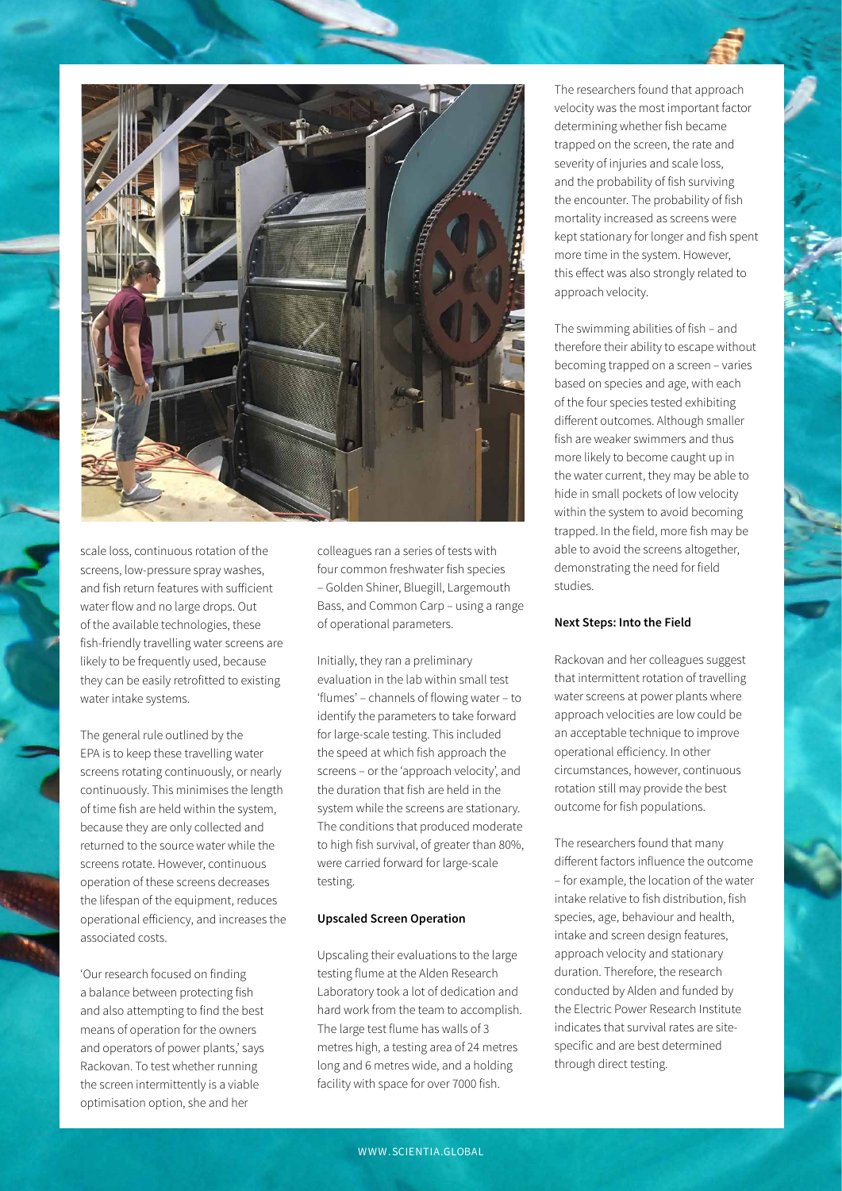scale loss, continuous rotation of the screens, low-pressure spray washes, and fish return features with sufficient water flow and no large drops. Out of the available technologies, these fish-friendly travelling water screens are likely to be frequently used, because they can be easily retrofitted to existing water intake systems.

The general rule outlined by the EPA is to keep these travelling water screens rotating continuously, or nearly continuously. This minimises the length of time fish are held within the system, because they are only collected and returned to the source water while the screens rotate. However, continuous operation of these screens decreases the lifespan of the equipment, reduces operational efficiency, and increases the associated costs.

'Our research focused on finding a balance between protecting fish and also attempting to find the best means of operation for the owners and operators of power plants,' says Rackovan. To test whether running the screen intermittently is a viable optimisation option, she and her colleagues ran a series of tests with four common freshwater fish species – Golden Shiner, Bluegill, Largemouth Bass, and Common Carp – using a range of operational parameters.

Initially, they ran a preliminary evaluation in the lab within small test 'flumes' – channels of flowing water – to identify the parameters to take forward for large-scale testing. This included the speed at which fish approach the screens – or the 'approach velocity', and the duration that fish are held in the system while the screens are stationary. The conditions that produced moderate to high fish survival, of greater than 80%, were carried forward for large-scale testing.

**Upscaled Screen Operation**

Upscaling their evaluations to the large testing flume at the Alden Research Laboratory took a lot of dedication and hard work from the team to accomplish. The large test flume has walls of 3 metres high, a testing area of 24 metres long and 6 metres wide, and a holding facility with space for over 7000 fish.

The researchers found that approach velocity was the most important factor determining whether fish became trapped on the screen, the rate and severity of injuries and scale loss, and the probability of fish surviving the encounter. The probability of fish mortality increased as screens were kept stationary for longer and fish spent more time in the system. However, this effect was also strongly related to approach velocity.

The swimming abilities of fish – and therefore their ability to escape without becoming trapped on a screen – varies based on species and age, with each of the four species tested exhibiting different outcomes. Although smaller fish are weaker swimmers and thus more likely to become caught up in the water current, they may be able to hide in small pockets of low velocity within the system to avoid becoming trapped. In the field, more fish may be able to avoid the screens altogether, demonstrating the need for field studies.

**Next Steps: Into the Field**

Rackovan and her colleagues suggest that intermittent rotation of travelling water screens at power plants where approach velocities are low could be an acceptable technique to improve operational efficiency. In other circumstances, however, continuous rotation still may provide the best outcome for fish populations.

The researchers found that many different factors influence the outcome – for example, the location of the water intake relative to fish distribution, fish species, age, behaviour and health, intake and screen design features, approach velocity and stationary duration. Therefore, the research conducted by Alden and funded by the Electric Power Research Institute indicates that survival rates are site-specific and are best determined through direct testing.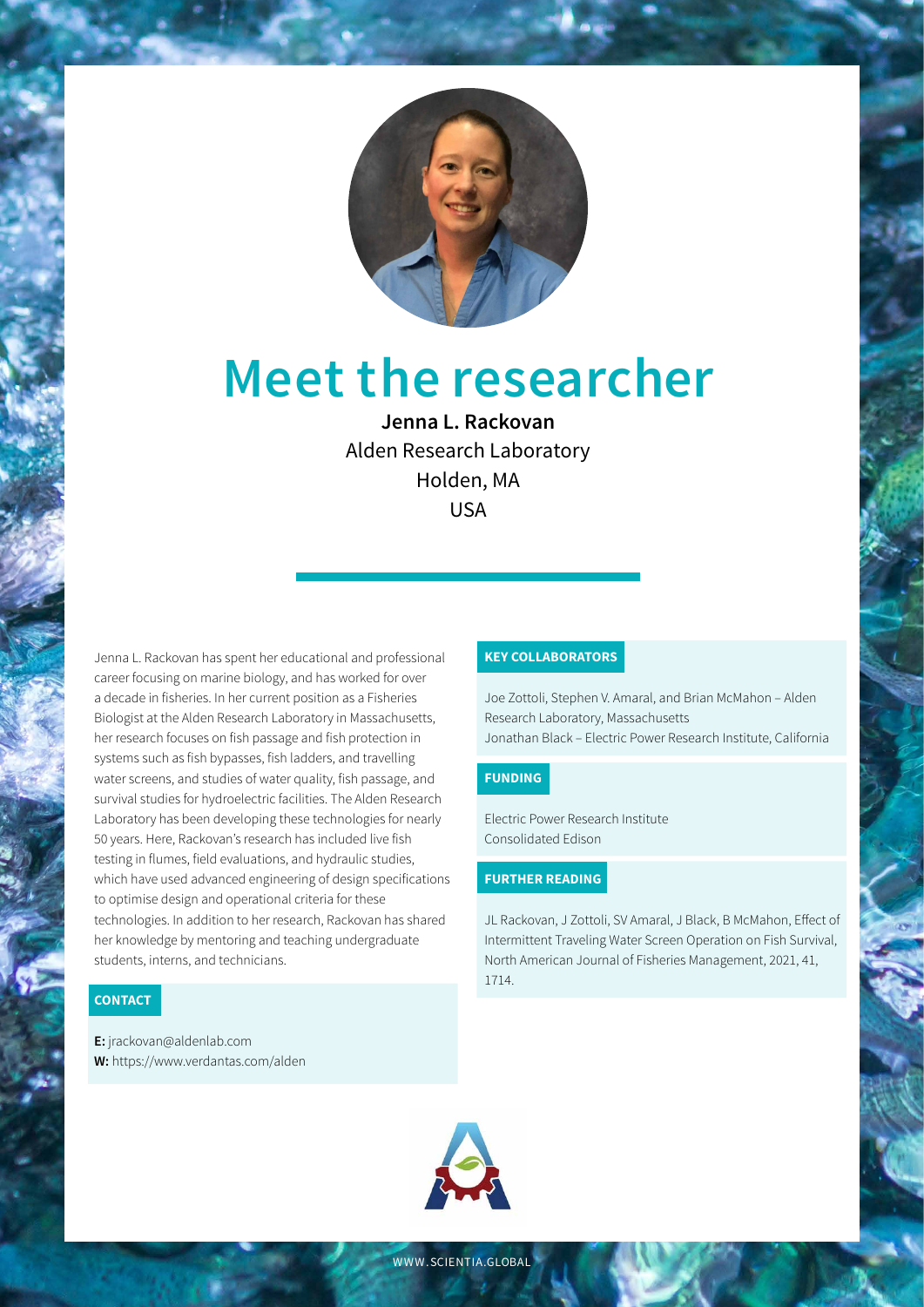# Meet the researcher

**Jenna L. Rackovan**
Alden Research Laboratory
Holden, MA
USA

Jenna L. Rackovan has spent her educational and professional career focusing on marine biology, and has worked for over a decade in fisheries. In her current position as a Fisheries Biologist at the Alden Research Laboratory in Massachusetts, her research focuses on fish passage and fish protection in systems such as fish bypasses, fish ladders, and travelling water screens, and studies of water quality, fish passage, and survival studies for hydroelectric facilities. The Alden Research Laboratory has been developing these technologies for nearly 50 years. Here, Rackovan's research has included live fish testing in flumes, field evaluations, and hydraulic studies, which have used advanced engineering of design specifications to optimise design and operational criteria for these technologies. In addition to her research, Rackovan has shared her knowledge by mentoring and teaching undergraduate students, interns, and technicians.

## CONTACT

**E:** jrackovan@aldenlab.com
**W:** https://www.verdantas.com/alden

## KEY COLLABORATORS

Joe Zottoli, Stephen V. Amaral, and Brian McMahon – Alden Research Laboratory, Massachusetts
Jonathan Black – Electric Power Research Institute, California

## FUNDING

Electric Power Research Institute
Consolidated Edison

## FURTHER READING

JL Rackovan, J Zottoli, SV Amaral, J Black, B McMahon, Effect of Intermittent Traveling Water Screen Operation on Fish Survival, North American Journal of Fisheries Management, 2021, 41, 1714.